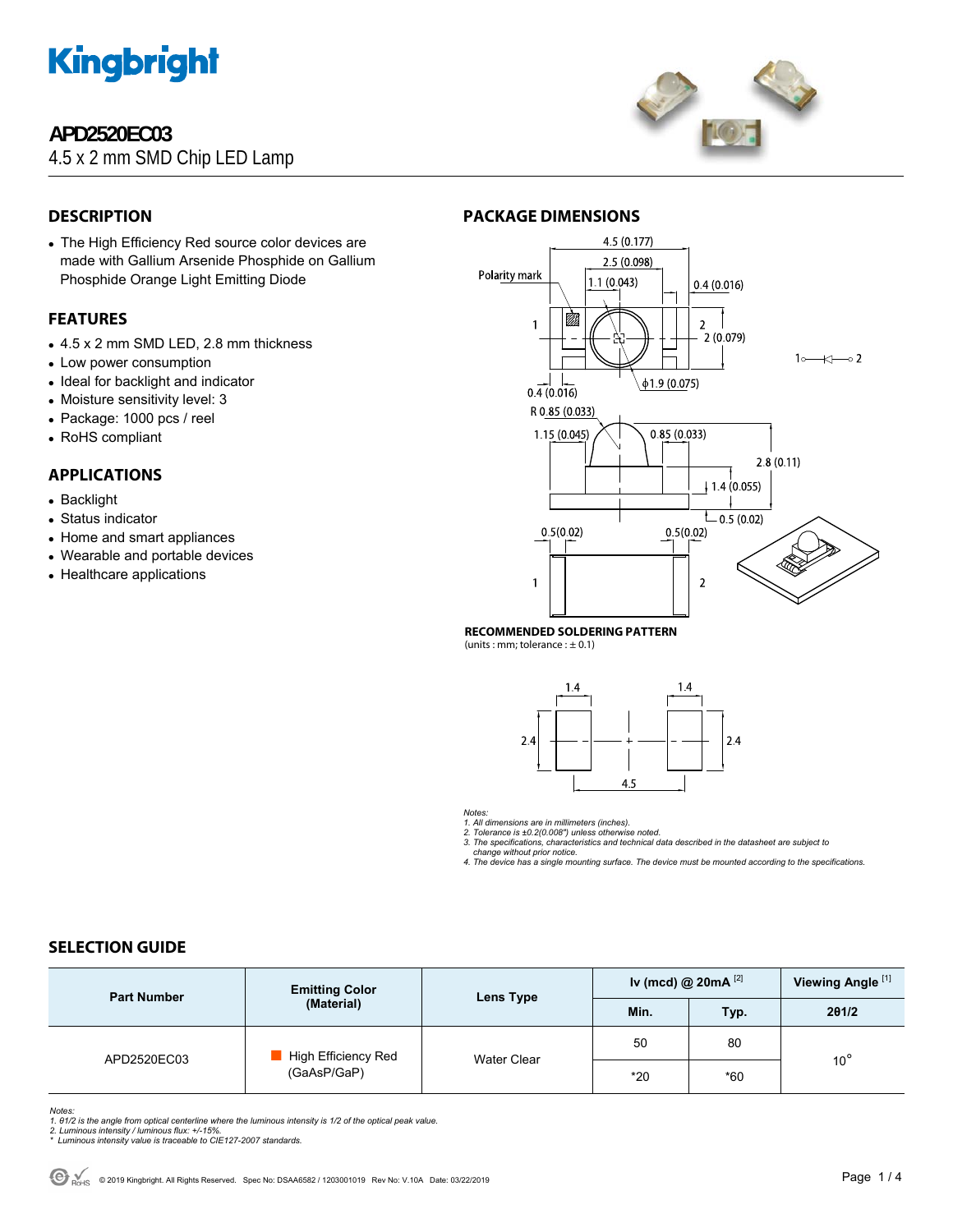# APD2520EC03

4.5 x 2 mm SMD Chip LED Lamp

## DESCRIPTION

- The High Efficiency Red source color devices are made with Gallium Arsenide Phosphide on Gallium Phosphide Orange Light Emitting Diode

## FEATURES

- 4.5 x 2 mm SMD LED, 2.8 mm thickness
- Low power consumption
- Ideal for backlight and indicator
- Moisture sensitivity level: 3
- Package: 1000 pcs / reel
- RoHS compliant

## APPLICATIONS

- Backlight
- Status indicator
- Home and smart appliances
- Wearable and portable devices
- Healthcare applications

## PACKAGE DIMENSIONS

**RECOMMENDED SOLDERING PATTERN**
(units : mm; tolerance : ± 0.1)

*Notes:*
*1. All dimensions are in millimeters (inches).*
*2. Tolerance is ±0.2(0.008") unless otherwise noted.*
*3. The specifications, characteristics and technical data described in the datasheet are subject to change without prior notice.*
*4. The device has a single mounting surface. The device must be mounted according to the specifications.*

## SELECTION GUIDE

| Part Number | Emitting Color (Material) | Lens Type | Iv (mcd) @ 20mA [2] | | Viewing Angle [1] |
|---|---|---|---|---|---|
| | | | Min. | Typ. | 2θ1/2 |
| APD2520EC03 | High Efficiency Red (GaAsP/GaP) | Water Clear | 50 | 80 | 10° |
| | | | *20 | *60 | |

*Notes:*
*1. θ1/2 is the angle from optical centerline where the luminous intensity is 1/2 of the optical peak value.*
*2. Luminous intensity / luminous flux: +/-15%.*
*\* Luminous intensity value is traceable to CIE127-2007 standards.*

© 2019 Kingbright. All Rights Reserved. Spec No: DSAA6582 / 1203001019 Rev No: V.10A Date: 03/22/2019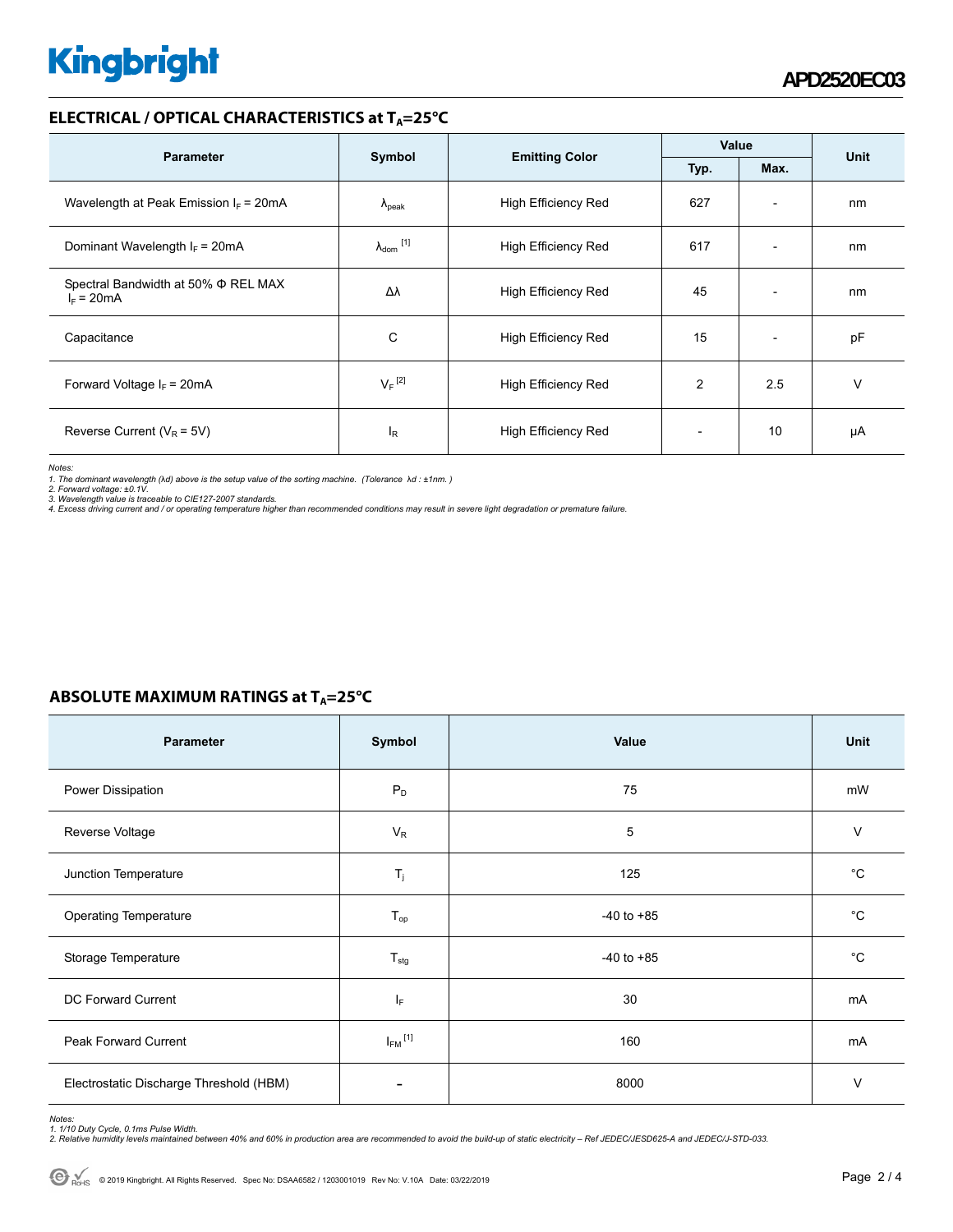## ELECTRICAL / OPTICAL CHARACTERISTICS at $T_A$=25°C

| Parameter | Symbol | Emitting Color | Value | | Unit |
|---|---|---|---|---|---|
| | | | Typ. | Max. | |
| Wavelength at Peak Emission $I_F$ = 20mA | $\lambda_{peak}$ | High Efficiency Red | 627 | - | nm |
| Dominant Wavelength $I_F$ = 20mA | $\lambda_{dom}$ [1] | High Efficiency Red | 617 | - | nm |
| Spectral Bandwidth at 50% Φ REL MAX $I_F$ = 20mA | Δλ | High Efficiency Red | 45 | - | nm |
| Capacitance | C | High Efficiency Red | 15 | - | pF |
| Forward Voltage $I_F$ = 20mA | $V_F$ [2] | High Efficiency Red | 2 | 2.5 | V |
| Reverse Current ($V_R$ = 5V) | $I_R$ | High Efficiency Red | - | 10 | µA |

*Notes:*
*1. The dominant wavelength (λd) above is the setup value of the sorting machine. (Tolerance λd : ±1nm. )*
*2. Forward voltage: ±0.1V.*
*3. Wavelength value is traceable to CIE127-2007 standards.*
*4. Excess driving current and / or operating temperature higher than recommended conditions may result in severe light degradation or premature failure.*

## ABSOLUTE MAXIMUM RATINGS at $T_A$=25°C

| Parameter | Symbol | Value | Unit |
|---|---|---|---|
| Power Dissipation | $P_D$ | 75 | mW |
| Reverse Voltage | $V_R$ | 5 | V |
| Junction Temperature | $T_j$ | 125 | °C |
| Operating Temperature | $T_{op}$ | -40 to +85 | °C |
| Storage Temperature | $T_{stg}$ | -40 to +85 | °C |
| DC Forward Current | $I_F$ | 30 | mA |
| Peak Forward Current | $I_{FM}$ [1] | 160 | mA |
| Electrostatic Discharge Threshold (HBM) | - | 8000 | V |

*Notes:*
*1. 1/10 Duty Cycle, 0.1ms Pulse Width.*
*2. Relative humidity levels maintained between 40% and 60% in production area are recommended to avoid the build-up of static electricity – Ref JEDEC/JESD625-A and JEDEC/J-STD-033.*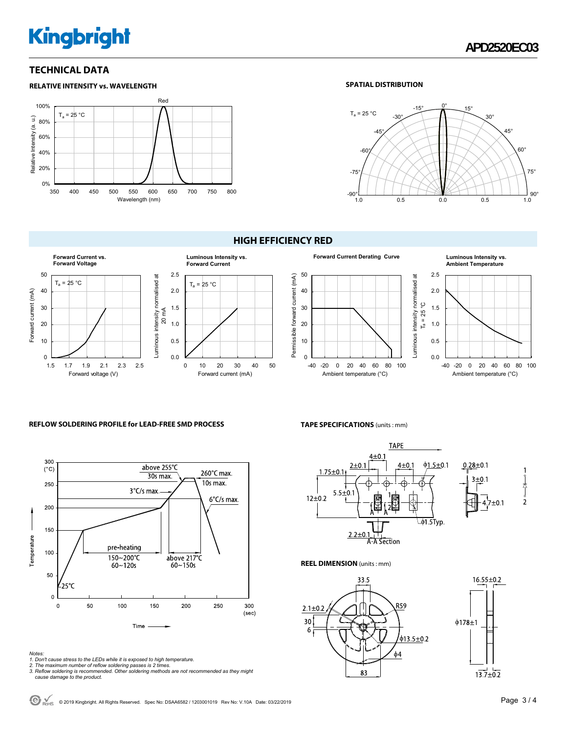## TECHNICAL DATA

### RELATIVE INTENSITY vs. WAVELENGTH

### SPATIAL DISTRIBUTION

## HIGH EFFICIENCY RED

**Forward Current vs. Forward Voltage**

**Luminous Intensity vs. Forward Current**

**Forward Current Derating Curve**

**Luminous Intensity vs. Ambient Temperature**

### REFLOW SOLDERING PROFILE for LEAD-FREE SMD PROCESS

### TAPE SPECIFICATIONS (units : mm)

### REEL DIMENSION (units : mm)

*Notes:*
*1. Don't cause stress to the LEDs while it is exposed to high temperature.*
*2. The maximum number of reflow soldering passes is 2 times.*
*3. Reflow soldering is recommended. Other soldering methods are not recommended as they might cause damage to the product.*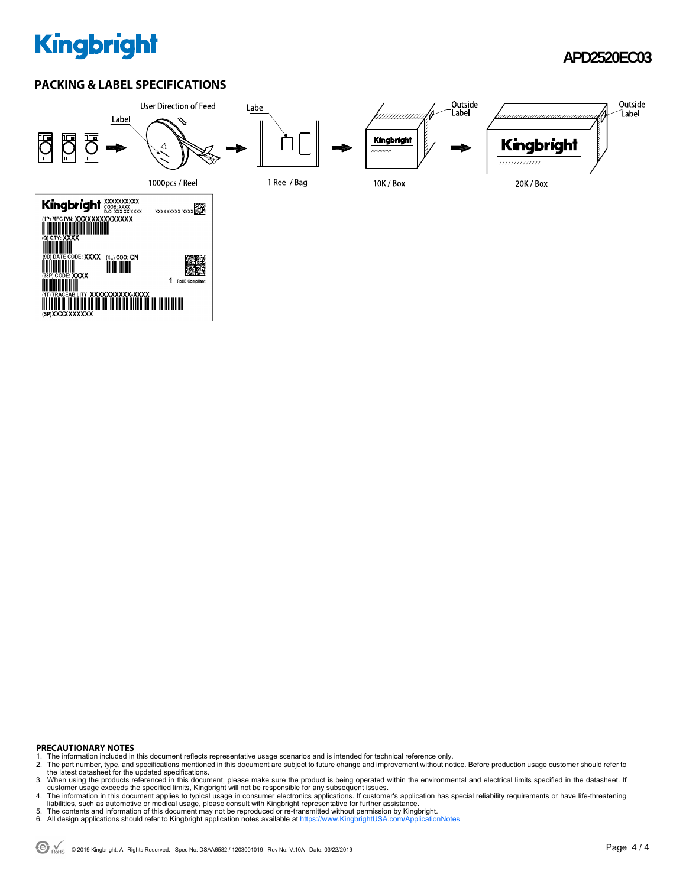## PACKING & LABEL SPECIFICATIONS

User Direction of Feed

Label

1000pcs / Reel

Label

1 Reel / Bag

Outside Label

10K / Box

Outside Label

20K / Box

Kingbright XXXXXXXXXX
CODE: XXXX
D/C: XXX XX XXXX
XXXXXXXXX-XXXX
(1P) MFG P/N: XXXXXXXXXXXXXX
(Q) QTY: XXXX
(9D) DATE CODE: XXXX (4L) COO: CN
(33P) CODE: XXXX
1 RoHS Compliant
(1T) TRACEABILITY: XXXXXXXXXX-XXXX
(SP)XXXXXXXXXX

### PRECAUTIONARY NOTES

1. The information included in this document reflects representative usage scenarios and is intended for technical reference only.
2. The part number, type, and specifications mentioned in this document are subject to future change and improvement without notice. Before production usage customer should refer to the latest datasheet for the updated specifications.
3. When using the products referenced in this document, please make sure the product is being operated within the environmental and electrical limits specified in the datasheet. If customer usage exceeds the specified limits, Kingbright will not be responsible for any subsequent issues.
4. The information in this document applies to typical usage in consumer electronics applications. If customer's application has special reliability requirements or have life-threatening liabilities, such as automotive or medical usage, please consult with Kingbright representative for further assistance.
5. The contents and information of this document may not be reproduced or re-transmitted without permission by Kingbright.
6. All design applications should refer to Kingbright application notes available at https://www.KingbrightUSA.com/ApplicationNotes

© 2019 Kingbright. All Rights Reserved. Spec No: DSAA6582 / 1203001019 Rev No: V.10A Date: 03/22/2019